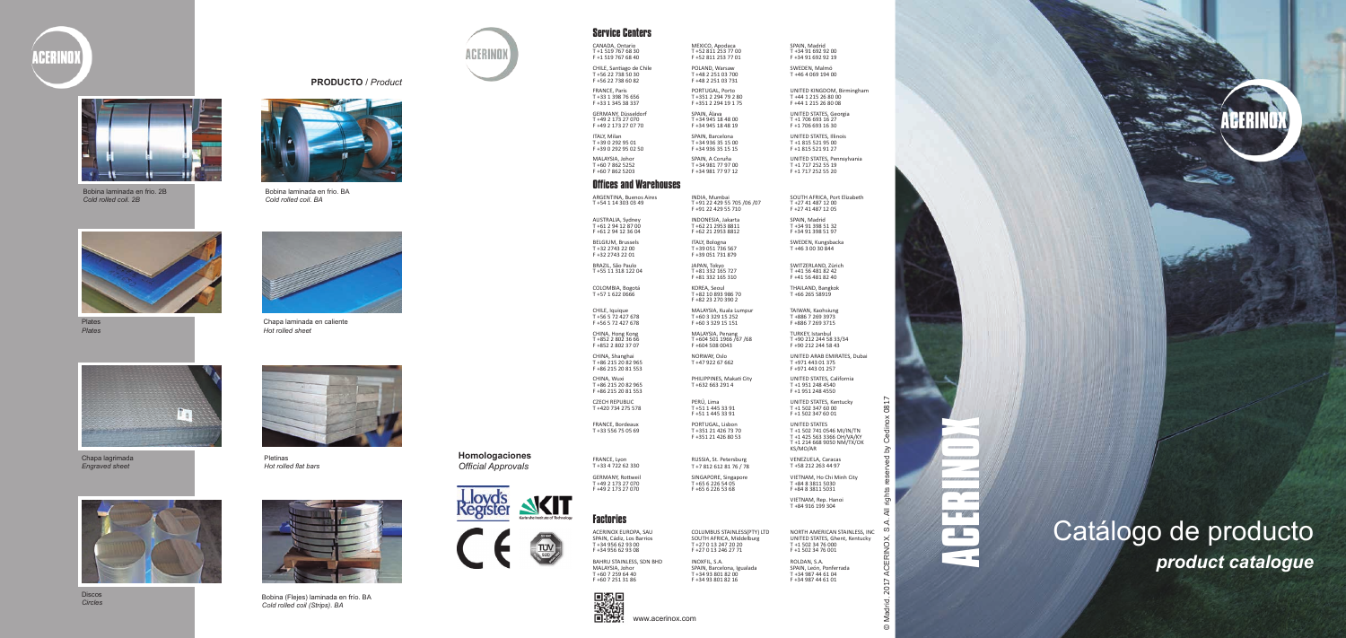# ACERINOX

## PRODUCTO / *Product*

Bobina laminada en frío. 2B
*Cold rolled coil. 2B*

Bobina laminada en frío. BA
*Cold rolled coil. BA*

Plates
*Plates*

Chapa laminada en caliente
*Hot rolled sheet*

Chapa lagrimada
*Engraved sheet*

Pletinas
*Hot rolled flat bars*

Discos
*Circles*

Bobina (Flejes) laminada en frío. BA
*Cold rolled coil (Strips). BA*

**Homologaciones**
*Official Approvals*

## Service Centers

CANADA, Ontario
T +1 519 767 68 30
F +1 519 767 68 40

CHILE, Santiago de Chile
T +56 22 738 50 30
F +56 22 738 60 82

FRANCE, Paris
T +33 1 398 76 656
F +33 1 345 38 337

GERMANY, Düsseldorf
T +49 2 173 27 070
F +49 2 173 27 07 70

ITALY, Milan
T +39 0 292 95 01
F +39 0 292 95 02 50

MALAYSIA, Johor
T +60 7 862 5252
F +60 7 862 5203

MEXICO, Apodaca
T +52 811 253 77 00
F +52 811 253 77 01

POLAND, Warsaw
T +48 2 251 03 700
F +48 2 251 03 731

PORTUGAL, Porto
T +351 2 294 79 2 80
F +351 2 294 19 1 75

SPAIN, Álava
T +34 945 18 48 00
F +34 945 18 48 19

SPAIN, Barcelona
T +34 936 35 15 00
F +34 936 35 15 15

SPAIN, A Coruña
T +34 981 77 97 00
F +34 981 77 97 12

SPAIN, Madrid
T +34 91 692 92 00
F +34 91 692 92 19

SWEDEN, Malmö
T +46 4 069 194 00

UNITED KINGDOM, Birmingham
T +44 1 215 26 80 00
F +44 1 215 26 80 08

UNITED STATES, Georgia
T +1 706 693 16 27
F +1 706 693 16 30

UNITED STATES, Illinois
T +1 815 521 95 00
F +1 815 521 91 27

UNITED STATES, Pennsylvania
T +1 717 252 55 19
F +1 717 252 55 20

## Offices and Warehouses

ARGENTINA, Buenos Aires
T +54 1 14 303 03 49

AUSTRALIA, Sydney
T +61 2 94 12 87 00
F +61 2 94 12 36 04

BELGIUM, Brussels
T +32 2743 22 00
F +32 2743 22 01

BRAZIL, São Paulo
T +55 11 318 122 04

COLOMBIA, Bogotá
T +57 1 622 0666

CHILE, Iquique
T +56 5 72 427 678
F +56 5 72 427 678

CHINA, Hong Kong
T +852 2 802 36 66
F +852 2 802 37 07

CHINA, Shanghai
T +86 215 20 82 965
F +86 215 20 81 553

CHINA, Wuxi
T +86 215 20 82 965
F +86 215 20 81 553

CZECH REPUBLIC
T +420 734 275 578

FRANCE, Bordeaux
T +33 556 75 05 69

FRANCE, Lyon
T +33 4 722 62 330

GERMANY, Rettweil
T +49 2 173 27 070
F +49 2 173 27 070

INDIA, Mumbai
T +91 22 429 55 705 /06 /07
F +91 22 429 55 710

INDONESIA, Jakarta
T +62 21 2953 8811
F +62 21 2953 8812

ITALY, Bologna
T +39 051 736 567
F +39 051 731 879

JAPAN, Tokyo
T +81 332 165 727
F +81 332 165 310

KOREA, Seoul
T +82 10 893 986 70
F +82 23 270 390 2

MALAYSIA, Kuala Lumpur
T +60 3 329 15 252
F +60 3 329 15 151

MALAYSIA, Penang
T +604 501 1966 /67 /68
F +604 508 0043

NORWAY, Oslo
T +47 922 67 662

PHILIPPINES, Makati City
T +632 663 291 4

PERÚ, Lima
T +51 1 445 33 91
F +51 1 445 33 91

PORTUGAL, Lisbon
T +351 21 426 73 70
F +351 21 426 80 53

RUSSIA, St. Petersburg
T +7 812 612 81 76 / 78

SINGAPORE, Singapore
T +65 6 226 54 05
F +65 6 226 53 68

SOUTH AFRICA, Port Elizabeth
T +27 41 487 12 00
F +27 41 487 12 05

SPAIN, Madrid
T +34 91 398 51 32
F +34 91 398 51 97

SWEDEN, Kungsbacka
T +46 3 00 30 844

SWITZERLAND, Zürich
T +41 56 481 82 42
F +41 56 481 82 40

THAILAND, Bangkok
T +66 265 58919

TAIWAN, Kaohsiung
T +886 7 269 3973
F +886 7 269 3715

TURKEY, Istanbul
T +90 212 244 58 33/34
F +90 212 244 58 43

UNITED ARAB EMIRATES, Dubai
T +971 443 01 375
F +971 443 01 257

UNITED STATES, California
T +1 951 248 4540
F +1 951 248 4550

UNITED STATES, Kentucky
T +1 502 347 60 00
F +1 502 347 60 01

UNITED STATES
T +1 502 741 0546 MI/IN/TN
T +1 425 563 3366 OH/VA/KY
T +1 214 668 9050 NM/TX/OK
KS/MO/AR

VENEZUELA, Caracas
T +58 212 263 44 97

VIETNAM, Ho Chi Minh City
T +84 8 3811 5030
F +84 8 3811 5031

VIETNAM, Rep. Hanoi
T +84 916 199 304

## Factories

ACERINOX EUROPA, SAU
SPAIN, Cádiz, Los Barrios
T +34 956 62 93 00
F +34 956 62 93 08

BAHRU STAINLESS, SDN BHD
MALAYSIA, Johor
T +60 7 259 64 40
F +60 7 251 31 86

COLUMBUS STAINLESS(PTY) LTD
SOUTH AFRICA, Middelburg
T +27 0 13 247 20 20
F +27 0 13 246 27 71

INOXFIL, S.A.
SPAIN, Barcelona, Igualada
T +34 93 801 82 00
F +34 93 801 82 16

NORTH AMERICAN STAINLESS, INC
UNITED STATES, Ghent, Kentucky
T +1 502 34 76 000
F +1 502 34 76 001

ROLDAN, S.A.
SPAIN, León, Ponferrada
T +34 987 44 61 04
F +34 987 44 61 01

www.acerinox.com

© Madrid, 2017 ACERINOX, S.A. All rights reserved by Cedinox 0817

# ACERINOX

# Catálogo de producto
## *product catalogue*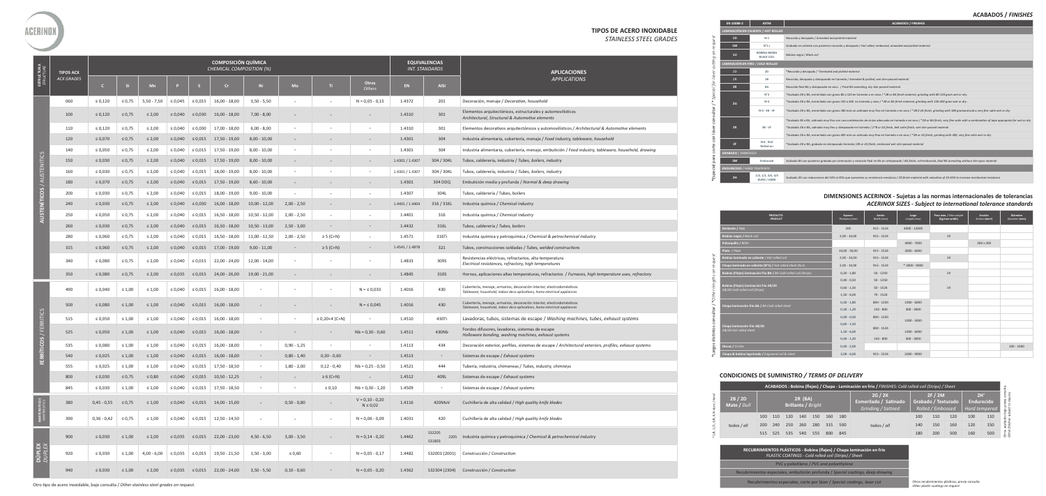## TIPOS DE ACERO INOXIDABLE
*STAINLESS STEEL GRADES*

| ESTRUCTURA *STRUCTURE* | TIPOS ACX *ACX GRADES* | COMPOSICIÓN QUÍMICA *CHEMICAL COMPOSITION (%)* | | | | | | | | | | EQUIVALENCIAS *INT. STANDARDS* | | APLICACIONES *APPLICATIONS* |
|---|---|---|---|---|---|---|---|---|---|---|---|---|---|---|
| | | C | Si | Mn | P | S | Cr | Ni | Mo | Ti | Otros *Others* | EN | AISI | |
| AUSTENÍTICOS / AUSTENITICS | 060 | ≤ 0,120 | ≤ 0,75 | 5,50 - 7,50 | ≤ 0,045 | ≤ 0,015 | 16,00 - 18,00 | 3,50 - 5,50 | - | - | N = 0,05 - 0,15 | 1.4372 | 201 | Decoración, menaje / *Decoration, household* |
| | 100 | ≤ 0,120 | ≤ 0,75 | ≤ 2,00 | ≤ 0,040 | ≤ 0,030 | 16,00 - 18,00 | 7,00 - 8,00 | - | - | - | 1.4310 | 301 | Elementos arquitectónicos, estructurales y automovilísticos *Architectural, Structural & Automotive elements* |
| | 110 | ≤ 0,120 | ≤ 0,75 | ≤ 2,00 | ≤ 0,040 | ≤ 0,030 | 17,00 - 18,00 | 6,00 - 8,00 | - | - | - | 1.4310 | 301 | Elementos decorativos arquitectónicos y automovilísticos / *Architectural & Automotive elements* |
| | 120 | ≤ 0,070 | ≤ 0,75 | ≤ 2,00 | ≤ 0,040 | ≤ 0,015 | 17,50 - 19,50 | 8,00 - 10,00 | - | - | - | 1.4301 | 304 | Industria alimentaria, cubertería, menaje / *Food industry, tableware, household* |
| | 140 | ≤ 0,050 | ≤ 0,75 | ≤ 2,00 | ≤ 0,040 | ≤ 0,015 | 17,50 - 19,50 | 8,00 - 10,00 | - | - | - | 1.4301 | 304 | Industria alimentaria, cubertería, menaje, embutición / *Food industry, tableware, household, drawing* |
| | 150 | ≤ 0,030 | ≤ 0,75 | ≤ 2,00 | ≤ 0,040 | ≤ 0,015 | 17,50 - 19,50 | 8,00 - 10,00 | - | - | - | 1.4301 / 1.4307 | 304 / 304L | Tubos, calderería, industria / *Tubes, boilers, industry* |
| | 160 | ≤ 0,030 | ≤ 0,75 | ≤ 2,00 | ≤ 0,040 | ≤ 0,015 | 18,00 - 19,50 | 8,00 - 10,00 | - | - | - | 1.4301 / 1.4307 | 304 / 304L | Tubos, calderería, industria / *Tubes, boilers, industry* |
| | 180 | ≤ 0,070 | ≤ 0,75 | ≤ 2,00 | ≤ 0,040 | ≤ 0,015 | 17,50 - 19,00 | 8,60 - 10,00 | - | - | - | 1.4301 | 304 DDQ | Embutición media y profunda / *Normal & deep drawing* |
| | 200 | ≤ 0,030 | ≤ 0,75 | ≤ 2,00 | ≤ 0,040 | ≤ 0,015 | 18,00 - 19,00 | 9,00 - 10,00 | - | - | - | 1.4307 | 304L | Tubos, calderería / Tubes, boilers |
| | 240 | ≤ 0,030 | ≤ 0,75 | ≤ 2,00 | ≤ 0,040 | ≤ 0,030 | 16,00 - 18,00 | 10,00 - 12,00 | 2,00 - 2,50 | - | - | 1.4401 / 1.4404 | 316 / 316L | Industria química / *Chemical industry* |
| | 250 | ≤ 0,050 | ≤ 0,75 | ≤ 2,00 | ≤ 0,040 | ≤ 0,015 | 16,50 - 18,00 | 10,50 - 12,00 | 2,00 - 2,50 | - | - | 1.4401 | 316 | Industria química / *Chemical industry* |
| | 260 | ≤ 0,030 | ≤ 0,75 | ≤ 2,00 | ≤ 0,040 | ≤ 0,015 | 16,50 - 18,00 | 10,50 - 13,00 | 2,50 - 3,00 | - | - | 1.4432 | 316L | Tubos, calderería / *Tubes, boilers* |
| | 280 | ≤ 0,060 | ≤ 0,75 | ≤ 2,00 | ≤ 0,040 | ≤ 0,015 | 16,50 - 18,00 | 11,00 - 12,50 | 2,00 - 2,50 | ≥ 5 (C+N) | - | 1.4571 | 316Ti | Industria química y petroquímica / *Chemical & petrochemical industry* |
| | 315 | ≤ 0,060 | ≤ 0,75 | ≤ 2,00 | ≤ 0,040 | ≤ 0,015 | 17,00 - 19,00 | 9,00 - 11,00 | - | ≥ 5 (C+N) | - | 1.4541 / 1.4878 | 321 | Tubos, construcciones soldadas / *Tubes, welded constructions* |
| | 340 | ≤ 0,080 | ≤ 0,75 | ≤ 2,00 | ≤ 0,040 | ≤ 0,015 | 22,00 - 24,00 | 12,00 - 14,00 | - | - | - | 1.4833 | 309S | Resistencias eléctricas, refractarios, alta temperatura *Electrical resistances, refractory, high temperatures* |
| | 350 | ≤ 0,080 | ≤ 0,75 | ≤ 2,00 | ≤ 0,035 | ≤ 0,015 | 24,00 - 26,00 | 19,00 - 21,00 | - | - | - | 1.4845 | 310S | Hornos, aplicaciones altas temperaturas, refractarios / *Furnaces, high temperature uses, refractory* |
| FERRÍTICOS / FERRITICS | 490 | ≤ 0,040 | ≤ 1,00 | ≤ 1,00 | ≤ 0,040 | ≤ 0,015 | 16,00 - 18,00 | - | - | - | N ≤ 0,033 | 1.4016 | 430 | Cubertería, menaje, armarios, decoración interior, electrodomésticos *Tableware, household, indoor deco aplications, home electrical appliances* |
| | 500 | ≤ 0,080 | ≤ 1,00 | ≤ 1,00 | ≤ 0,040 | ≤ 0,015 | 16,00 - 18,00 | - | - | - | N ≤ 0,045 | 1.4016 | 430 | Cubertería, menaje, armarios, decoración interior, electrodomésticos *Tableware, household, indoor deco aplications, home electrical appliances* |
| | 515 | ≤ 0,050 | ≤ 1,00 | ≤ 1,00 | ≤ 0,040 | ≤ 0,015 | 16,00 - 18,00 | - | - | ≥ 0,20+4 (C+N) | - | 1.4510 | 430Ti | Lavadoras, tubos, sistemas de escape / *Washing machines, tubes, exhaust systems* |
| | 525 | ≤ 0,050 | ≤ 1,00 | ≤ 1,00 | ≤ 0,040 | ≤ 0,015 | 16,00 - 18,00 | - | - | - | Nb = 0,30 - 0,60 | 1.4511 | 430Nb | Fondos difusores, lavadoras, sistemas de escape *Hollowware bonding, washing machines, exhaust systems* |
| | 535 | ≤ 0,080 | ≤ 1,00 | ≤ 1,00 | ≤ 0,040 | ≤ 0,015 | 16,00 - 18,00 | - | 0,90 - 1,25 | - | - | 1.4113 | 434 | Decoración exterior, perfiles, sistemas de escape / *Architectural exteriors, profiles, exhaust systems* |
| | 540 | ≤ 0,025 | ≤ 1,00 | ≤ 1,00 | ≤ 0,040 | ≤ 0,015 | 16,00 - 18,00 | - | 0,80 - 1,40 | 0,30 - 0,60 | - | 1.4513 | - | Sistemas de escape / *Exhaust systems* |
| | 555 | ≤ 0,025 | ≤ 1,00 | ≤ 1,00 | ≤ 0,040 | ≤ 0,015 | 17,50 - 18,50 | - | 1,80 - 2,00 | 0,12 - 0,40 | Nb = 0,25 - 0,50 | 1.4521 | 444 | Tubería, industria, chimeneas / *Tubes, industry, chimneys* |
| | 800 | ≤ 0,030 | ≤ 0,75 | ≤ 0,80 | ≤ 0,040 | ≤ 0,015 | 10,50 - 12,25 | - | - | ≥ 6 (C+N) | - | 1.4512 | 409L | Sistemas de escape / *Exhaust systems* |
| | 845 | ≤ 0,030 | ≤ 1,00 | ≤ 1,00 | ≤ 0,040 | ≤ 0,015 | 17,50 - 18,50 | - | - | ≥ 0,10 | Nb = 0,30 - 1,20 | 1.4509 | - | Sistemas de escape / *Exhaust systems* |
| MARTENSÍTICOS / MARTENSITICS | 380 | 0,45 - 0,55 | ≤ 0,75 | ≤ 1,00 | ≤ 0,040 | ≤ 0,015 | 14,00 - 15,00 | - | 0,50 - 0,80 | - | V = 0,10 - 0,20 N ≤ 0,02 | 1.4116 | 420MoV | Cuchillería de alta calidad / *High quality knife blades* |
| | 390 | 0,36 - 0,42 | ≤ 0,75 | ≤ 1,00 | ≤ 0,040 | ≤ 0,015 | 12,50 - 14,50 | - | - | - | N = 0,06 - 0,09 | 1.4031 | 420 | Cuchillería de alta calidad / *High quality knife blades* |
| DÚPLEX / DUPLEX | 900 | ≤ 0,030 | ≤ 1,00 | ≤ 2,00 | ≤ 0,035 | ≤ 0,015 | 22,00 - 23,00 | 4,50 - 6,50 | 3,00 - 3,50 | - | N = 0,14 - 0,20 | 1.4462 | S32205 2205 S31803 | Industria química y petroquímica / *Chemical & petrochemical industry* |
| | 920 | ≤ 0,030 | ≤ 1,00 | 4,00 - 6,00 | ≤ 0,035 | ≤ 0,015 | 19,50 - 21,50 | 1,50 - 3,00 | ≤ 0,60 | - | N = 0,05 - 0,17 | 1.4482 | S32001 (2001) | Construcción / *Construction* |
| | 940 | ≤ 0,030 | ≤ 1,00 | ≤ 2,00 | ≤ 0,035 | ≤ 0,015 | 22,00 - 24,00 | 3,50 - 5,50 | 0,10 - 0,60 | - | N = 0,05 - 0,20 | 1.4362 | S32304 (2304) | Construcción / *Construction* |

Otro tipo de acero inoxidable, bajo consulta / *Other stainless steel grades on request.*

## ACABADOS / *FINISHES*

| EN 10088-2 | ASTM | ACABADOS / FINISHES |
|---|---|---|
| LAMINACIÓN EN CALIENTE / *HOT ROLLED* | | |
| 1D | N°1 | Recocido y decapado / *Annealed and pickled material* |
| 1M | N°1 L | Grabado en caliente con posterior recocido y decapado / *Hot rolled, embossed, annealed and pickled material* |
| 1U | BOBINA NEGRA *BLACK COIL* | Bobina negra / *Black coil* |
| LAMINACIÓN EN FRÍO / *COLD ROLLED* | | |
| 2D | 2D | *Recocido y decapado / *Annealed and pickled material* |
| 2B | 2B | Recocido, decapado y skinpasado en húmedo / *Annealed & pickled, wet skin-passed material* |
| 2R | BA | Recocido final BA y skinpasado en seco. / *Final BA annealing, dry skin-passed material* |
| 2G | N°3 | *Acabado 2B o BA, esmerilado con grano 80 a 120 en húmedo o en seco / *2B or BA finish material, grinding with 80-120 grain wet or dry* |
| | N°4 | *Acabado 2B o BA, esmerilado con grano 150 a 400 en húmedo o en seco / *2B or BA finish material, grinding with 150-400 grain wet or dry* |
| | N°4 - SB - VF | *Acabado 2B o BA, esmerilado con grano 180 más un satinado muy fino en húmedo o en seco / *2B o 2A finish, grinding with 180 grainand and a very fine satin wet or dry* |
| 2K | SB - VF | *Acabado 2B o BA, satinado muy fino con una combinación de ciclos abrasivos en húmedo o en seco / *2B or BA finish, very fine satin with a combination of lapp appropiate for wet or dry* |
| | | *Acabado 2B o BA, satinado muy fino y skinpasado en húmedo / 2*B or 2A finish, belt satin finish, wet skin-passed material |
| | | *Acabado 2B o BA, esmerilado con grano 400 más un satinado muy fino en seco o en húmedo / *2B or 2A finish, grinding with 400, very fine satin wet or dry* |
| 2F | N°4 - RLD Rolled-on | *Acabado 2B o BA, grabado en skinpasado húmedo / *2B or 2A finish, embossed wet skin passed material* |
| GRABADO / *EMBOSSED* | | |
| 2M | Embossed | Acabado BA con posterior grabado por laminación y recocido final en BA sin skinpasado / *BA finish, roll-embossed, final BA annealing without skin-pass material* |
| ENDURECIDO / *HARD TEMPERED* | | |
| 2H | 1/4, 1/2, 3/4, 4/4 DURO / HARD | Acabado 2D con reducciones del 10% al 45% que aumentan su resistencia mecánica / *2D finish material with reductions of 10-45% to increase mechanical resistance* |

*Especial para corte con láser consultar / **Special for laser cutting on request*

## DIMENSIONES ACERINOX - Sujetas a las normas internacionales de tolerancias
*ACERINOX SIZES - Subject to international tolerance standards*

| PRODUCTO *PRODUCT* | Espesor *Thickness (mm)* | Ancho *Width (mm)* | Largo *Length (mm)* | Peso máx. / *Max weight (kg/mm width)* | Sección *Section (mm²)* | Diámetro *Diameter (mm)* |
|---|---|---|---|---|---|---|
| Desbaste / *Slab* | 200 | 915 - 1524 | 4000 - 12000 | | | |
| Bobina negra / *Black coil* | 2,00 - 10,00 | 915 - 1524 | | 19 | | |
| Palanquilla / *Billet* | | | 4000 - 7000 | | 150 x 200 | |
| Plate / *Plate* | 10,00 - 50,00 | 915 - 1524 | 2000 - 6000 | | | |
| Bobina laminada en caliente / *Hot rolled coil* | 2,00 - 10,00 | 915 - 1524 | | 19 | | |
| Chapa laminada en caliente (N°1) / *Hot rolled sheet (No1)* | 2,00 - 10,00 | 915 - 1524 | * 2000 - 6000 | | | |
| Bobina (Flejes) laminación frío BA / *BA Cold rolled coil (Strips)* | 0,20 - 1,80 | 50 - 1250 | | 19 | | |
| Bobina (Flejes) laminación frío 2B/2D / *2B/2D Cold rolled coil (Strips)* | 0,40 - 0,50 | 50 - 1250 | | | | |
| | 0,60 - 1,50 | 50 - 1524 | | 19 | | |
| | 1,50 - 6,00 | 70 - 1524 | | | | |
| Chapa laminación frío BA / *BA Cold rolled sheet* | 0,20 - 1,80 | 800 - 1250 | 1000 - 6000 | | | |
| | 0,30 - 1,20 | 150 - 800 | 300 - 3000 | | | |
| Chapa laminación frío 2B/2D / *2B/2D Cold rolled sheet* | 0,40 - 0,50 | 800 - 1250 | 1000 - 3000 | | | |
| | 0,60 - 1,50 | 800 - 1524 | | | | |
| | 1,50 - 6,00 | | 1000 - 6000 | | | |
| | 0,40 - 1,20 | 150 - 800 | 300 - 3000 | | | |
| Discos / *Circles* | 0,40 - 2,00 | | | | | 100 - 1000 |
| Chapa & bobina lagrimada / *Engraved coil & sheet* | 3,00 - 6,00 | 915 - 1524 | 2000 - 9000 | | | |

*Largos distintos consultar / **Other lengths on request*

## CONDICIONES DE SUMINISTRO / *TERMS OF DELIVERY*

| ACABADOS : Bobina (flejes) / Chapa - Laminación en frío / *FINISHES: Cold rolled coil (Strips) / Sheet* | | | | | | | | | | | | | | |
|---|---|---|---|---|---|---|---|---|---|---|---|---|---|---|
| 2B / 2D *Mate / Dull* | 2R (BA) *Brillante / Bright* | | | | | | 2G / 2K *Esmerilado / Satinado* *Grinding / Satined* | 2F / 2M *Grabado / Texturado* *Rolled / Embossed* | | | 2H* *Endurecido* *Hard tempered* | |
| todos / *all* | 100 | 110 | 120 | 140 | 150 | 160 | 180 | todos / *all* | 100 | 110 | 120 | 100 | 110 |
| | 200 | 240 | 250 | 260 | 280 | 315 | 500 | | 140 | 150 | 160 | 120 | 150 |
| | 515 | 525 | 535 | 540 | 555 | 800 | 845 | | 180 | 200 | 500 | 160 | 500 |

*1/4, 1/2, 3/4, 4/4 duro / hard

Otros acabados bajo previa consulta / *Other finishes subject to enquiry*

| RECUBRIMIENTOS PLÁSTICOS - Bobina (flejes) / Chapa laminación en frío *PLASTIC COATINGS - Cold rolled coil (Strips) / Sheet* |
|---|
| PVC y polietileno / *PVC and polyethylene* |
| Recubrimientos especiales, embutición profunda / *Special coatings, deep drawing* |
| Recubrimientos especiales, corte por láser / *Special coatings, laser cut* |

Otros recubrimientos plásticos, previa consulta. *Other plastic coatings on request*